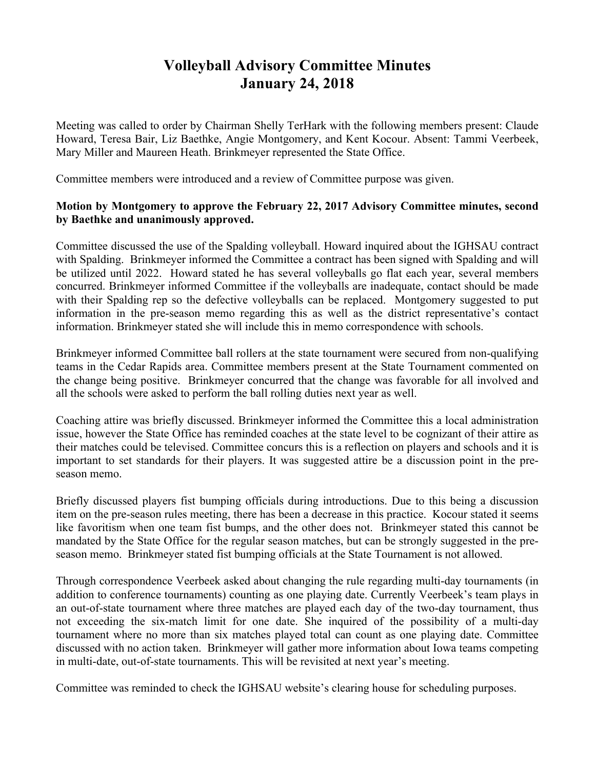# Volleyball Advisory Committee Minutes
# January 24, 2018

Meeting was called to order by Chairman Shelly TerHark with the following members present: Claude Howard, Teresa Bair, Liz Baethke, Angie Montgomery, and Kent Kocour. Absent: Tammi Veerbeek, Mary Miller and Maureen Heath. Brinkmeyer represented the State Office.

Committee members were introduced and a review of Committee purpose was given.

**Motion by Montgomery to approve the February 22, 2017 Advisory Committee minutes, second by Baethke and unanimously approved.**

Committee discussed the use of the Spalding volleyball. Howard inquired about the IGHSAU contract with Spalding. Brinkmeyer informed the Committee a contract has been signed with Spalding and will be utilized until 2022. Howard stated he has several volleyballs go flat each year, several members concurred. Brinkmeyer informed Committee if the volleyballs are inadequate, contact should be made with their Spalding rep so the defective volleyballs can be replaced. Montgomery suggested to put information in the pre-season memo regarding this as well as the district representative's contact information. Brinkmeyer stated she will include this in memo correspondence with schools.

Brinkmeyer informed Committee ball rollers at the state tournament were secured from non-qualifying teams in the Cedar Rapids area. Committee members present at the State Tournament commented on the change being positive. Brinkmeyer concurred that the change was favorable for all involved and all the schools were asked to perform the ball rolling duties next year as well.

Coaching attire was briefly discussed. Brinkmeyer informed the Committee this a local administration issue, however the State Office has reminded coaches at the state level to be cognizant of their attire as their matches could be televised. Committee concurs this is a reflection on players and schools and it is important to set standards for their players. It was suggested attire be a discussion point in the pre-season memo.

Briefly discussed players fist bumping officials during introductions. Due to this being a discussion item on the pre-season rules meeting, there has been a decrease in this practice. Kocour stated it seems like favoritism when one team fist bumps, and the other does not. Brinkmeyer stated this cannot be mandated by the State Office for the regular season matches, but can be strongly suggested in the pre-season memo. Brinkmeyer stated fist bumping officials at the State Tournament is not allowed.

Through correspondence Veerbeek asked about changing the rule regarding multi-day tournaments (in addition to conference tournaments) counting as one playing date. Currently Veerbeek's team plays in an out-of-state tournament where three matches are played each day of the two-day tournament, thus not exceeding the six-match limit for one date. She inquired of the possibility of a multi-day tournament where no more than six matches played total can count as one playing date. Committee discussed with no action taken. Brinkmeyer will gather more information about Iowa teams competing in multi-date, out-of-state tournaments. This will be revisited at next year's meeting.

Committee was reminded to check the IGHSAU website's clearing house for scheduling purposes.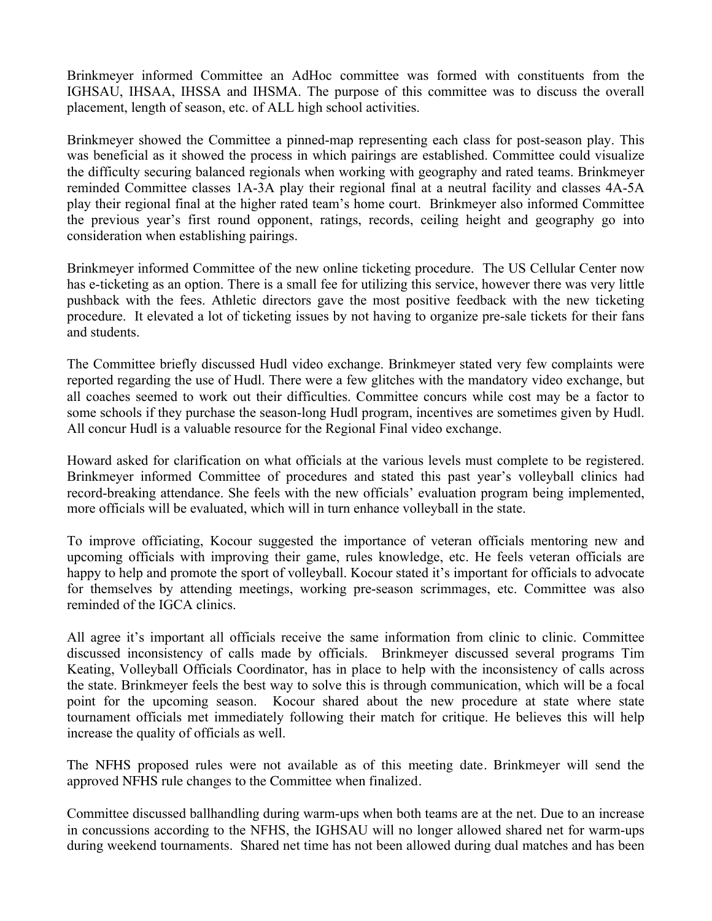Brinkmeyer informed Committee an AdHoc committee was formed with constituents from the IGHSAU, IHSAA, IHSSA and IHSMA. The purpose of this committee was to discuss the overall placement, length of season, etc. of ALL high school activities.

Brinkmeyer showed the Committee a pinned-map representing each class for post-season play. This was beneficial as it showed the process in which pairings are established. Committee could visualize the difficulty securing balanced regionals when working with geography and rated teams. Brinkmeyer reminded Committee classes 1A-3A play their regional final at a neutral facility and classes 4A-5A play their regional final at the higher rated team's home court. Brinkmeyer also informed Committee the previous year's first round opponent, ratings, records, ceiling height and geography go into consideration when establishing pairings.

Brinkmeyer informed Committee of the new online ticketing procedure. The US Cellular Center now has e-ticketing as an option. There is a small fee for utilizing this service, however there was very little pushback with the fees. Athletic directors gave the most positive feedback with the new ticketing procedure. It elevated a lot of ticketing issues by not having to organize pre-sale tickets for their fans and students.

The Committee briefly discussed Hudl video exchange. Brinkmeyer stated very few complaints were reported regarding the use of Hudl. There were a few glitches with the mandatory video exchange, but all coaches seemed to work out their difficulties. Committee concurs while cost may be a factor to some schools if they purchase the season-long Hudl program, incentives are sometimes given by Hudl. All concur Hudl is a valuable resource for the Regional Final video exchange.

Howard asked for clarification on what officials at the various levels must complete to be registered. Brinkmeyer informed Committee of procedures and stated this past year's volleyball clinics had record-breaking attendance. She feels with the new officials' evaluation program being implemented, more officials will be evaluated, which will in turn enhance volleyball in the state.

To improve officiating, Kocour suggested the importance of veteran officials mentoring new and upcoming officials with improving their game, rules knowledge, etc. He feels veteran officials are happy to help and promote the sport of volleyball. Kocour stated it's important for officials to advocate for themselves by attending meetings, working pre-season scrimmages, etc. Committee was also reminded of the IGCA clinics.

All agree it's important all officials receive the same information from clinic to clinic. Committee discussed inconsistency of calls made by officials. Brinkmeyer discussed several programs Tim Keating, Volleyball Officials Coordinator, has in place to help with the inconsistency of calls across the state. Brinkmeyer feels the best way to solve this is through communication, which will be a focal point for the upcoming season. Kocour shared about the new procedure at state where state tournament officials met immediately following their match for critique. He believes this will help increase the quality of officials as well.

The NFHS proposed rules were not available as of this meeting date. Brinkmeyer will send the approved NFHS rule changes to the Committee when finalized.

Committee discussed ballhandling during warm-ups when both teams are at the net. Due to an increase in concussions according to the NFHS, the IGHSAU will no longer allowed shared net for warm-ups during weekend tournaments. Shared net time has not been allowed during dual matches and has been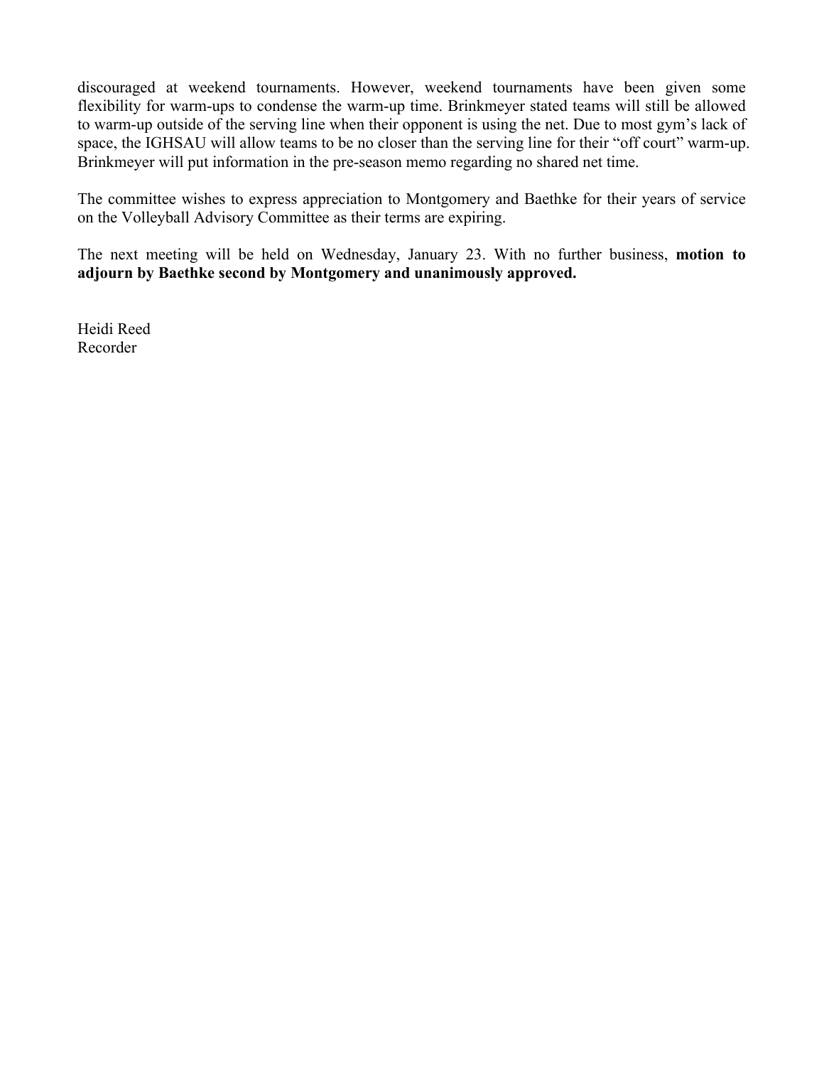discouraged at weekend tournaments. However, weekend tournaments have been given some flexibility for warm-ups to condense the warm-up time. Brinkmeyer stated teams will still be allowed to warm-up outside of the serving line when their opponent is using the net. Due to most gym's lack of space, the IGHSAU will allow teams to be no closer than the serving line for their "off court" warm-up. Brinkmeyer will put information in the pre-season memo regarding no shared net time.

The committee wishes to express appreciation to Montgomery and Baethke for their years of service on the Volleyball Advisory Committee as their terms are expiring.

The next meeting will be held on Wednesday, January 23. With no further business, **motion to adjourn by Baethke second by Montgomery and unanimously approved.**

Heidi Reed
Recorder